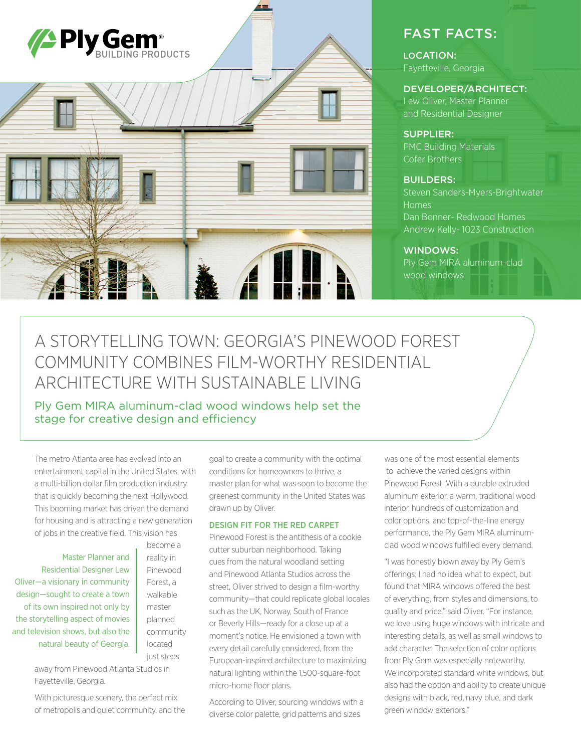Ply Gem® BUILDING PRODUCTS

## FAST FACTS:

**LOCATION:**
Fayetteville, Georgia

**DEVELOPER/ARCHITECT:**
Lew Oliver, Master Planner and Residential Designer

**SUPPLIER:**
PMC Building Materials
Cofer Brothers

**BUILDERS:**
Steven Sanders-Myers-Brightwater Homes
Dan Bonner- Redwood Homes
Andrew Kelly- 1023 Construction

**WINDOWS:**
Ply Gem MIRA aluminum-clad wood windows

# A STORYTELLING TOWN: GEORGIA'S PINEWOOD FOREST COMMUNITY COMBINES FILM-WORTHY RESIDENTIAL ARCHITECTURE WITH SUSTAINABLE LIVING

## Ply Gem MIRA aluminum-clad wood windows help set the stage for creative design and efficiency

The metro Atlanta area has evolved into an entertainment capital in the United States, with a multi-billion dollar film production industry that is quickly becoming the next Hollywood. This booming market has driven the demand for housing and is attracting a new generation of jobs in the creative field. This vision has become a reality in Pinewood Forest, a walkable master planned community located just steps away from Pinewood Atlanta Studios in Fayetteville, Georgia.

> Master Planner and Residential Designer Lew Oliver—a visionary in community design—sought to create a town of its own inspired not only by the storytelling aspect of movies and television shows, but also the natural beauty of Georgia.

With picturesque scenery, the perfect mix of metropolis and quiet community, and the goal to create a community with the optimal conditions for homeowners to thrive, a master plan for what was soon to become the greenest community in the United States was drawn up by Oliver.

### DESIGN FIT FOR THE RED CARPET

Pinewood Forest is the antithesis of a cookie cutter suburban neighborhood. Taking cues from the natural woodland setting and Pinewood Atlanta Studios across the street, Oliver strived to design a film-worthy community—that could replicate global locales such as the UK, Norway, South of France or Beverly Hills—ready for a close up at a moment's notice. He envisioned a town with every detail carefully considered, from the European-inspired architecture to maximizing natural lighting within the 1,500-square-foot micro-home floor plans.

According to Oliver, sourcing windows with a diverse color palette, grid patterns and sizes was one of the most essential elements to achieve the varied designs within Pinewood Forest. With a durable extruded aluminum exterior, a warm, traditional wood interior, hundreds of customization and color options, and top-of-the-line energy performance, the Ply Gem MIRA aluminum-clad wood windows fulfilled every demand.

"I was honestly blown away by Ply Gem's offerings; I had no idea what to expect, but found that MIRA windows offered the best of everything, from styles and dimensions, to quality and price," said Oliver. "For instance, we love using huge windows with intricate and interesting details, as well as small windows to add character. The selection of color options from Ply Gem was especially noteworthy. We incorporated standard white windows, but also had the option and ability to create unique designs with black, red, navy blue, and dark green window exteriors."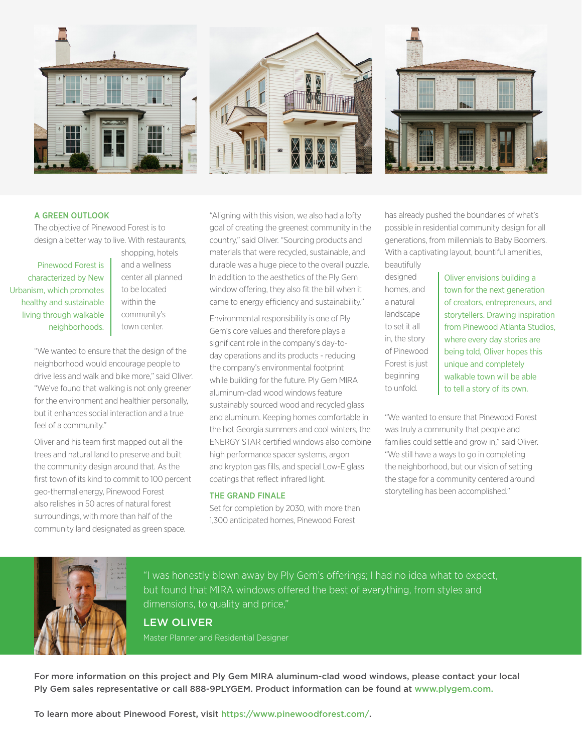## A GREEN OUTLOOK

The objective of Pinewood Forest is to design a better way to live. With restaurants, shopping, hotels and a wellness center all planned to be located within the community's town center.

> Pinewood Forest is characterized by New Urbanism, which promotes healthy and sustainable living through walkable neighborhoods.

"We wanted to ensure that the design of the neighborhood would encourage people to drive less and walk and bike more," said Oliver. "We've found that walking is not only greener for the environment and healthier personally, but it enhances social interaction and a true feel of a community."

Oliver and his team first mapped out all the trees and natural land to preserve and built the community design around that. As the first town of its kind to commit to 100 percent geo-thermal energy, Pinewood Forest also relishes in 50 acres of natural forest surroundings, with more than half of the community land designated as green space.

"Aligning with this vision, we also had a lofty goal of creating the greenest community in the country," said Oliver. "Sourcing products and materials that were recycled, sustainable, and durable was a huge piece to the overall puzzle. In addition to the aesthetics of the Ply Gem window offering, they also fit the bill when it came to energy efficiency and sustainability."

Environmental responsibility is one of Ply Gem's core values and therefore plays a significant role in the company's day-to-day operations and its products - reducing the company's environmental footprint while building for the future. Ply Gem MIRA aluminum-clad wood windows feature sustainably sourced wood and recycled glass and aluminum. Keeping homes comfortable in the hot Georgia summers and cool winters, the ENERGY STAR certified windows also combine high performance spacer systems, argon and krypton gas fills, and special Low-E glass coatings that reflect infrared light.

## THE GRAND FINALE

Set for completion by 2030, with more than 1,300 anticipated homes, Pinewood Forest has already pushed the boundaries of what's possible in residential community design for all generations, from millennials to Baby Boomers. With a captivating layout, bountiful amenities, beautifully designed homes, and a natural landscape to set it all in, the story of Pinewood Forest is just beginning to unfold.

> Oliver envisions building a town for the next generation of creators, entrepreneurs, and storytellers. Drawing inspiration from Pinewood Atlanta Studios, where every day stories are being told, Oliver hopes this unique and completely walkable town will be able to tell a story of its own.

"We wanted to ensure that Pinewood Forest was truly a community that people and families could settle and grow in," said Oliver. "We still have a ways to go in completing the neighborhood, but our vision of setting the stage for a community centered around storytelling has been accomplished."

> "I was honestly blown away by Ply Gem's offerings; I had no idea what to expect, but found that MIRA windows offered the best of everything, from styles and dimensions, to quality and price,"
>
> **LEW OLIVER**
> Master Planner and Residential Designer

**For more information on this project and Ply Gem MIRA aluminum-clad wood windows, please contact your local Ply Gem sales representative or call 888-9PLYGEM. Product information can be found at www.plygem.com.**

**To learn more about Pinewood Forest, visit https://www.pinewoodforest.com/.**